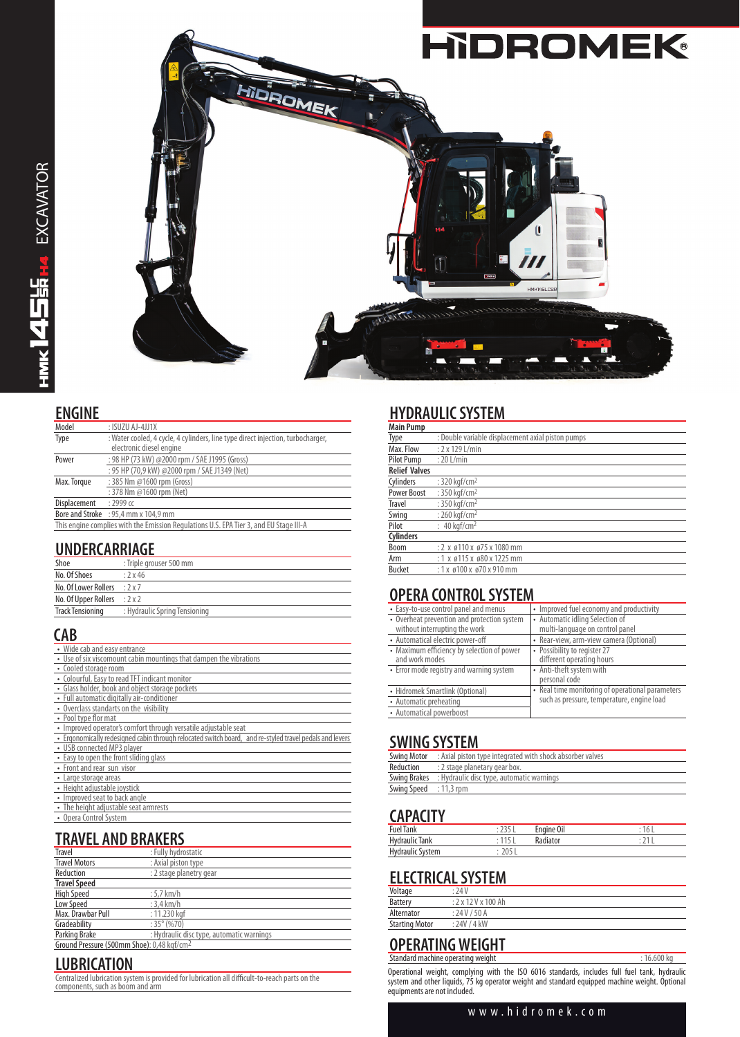# HIDROMEK

HMK 145 LC SR H4 EXCAVATOR

## ENGINE

| | |
|---|---|
| Model | : ISUZU AJ-4JJ1X |
| Type | : Water cooled, 4 cycle, 4 cylinders, line type direct injection, turbocharger, electronic diesel engine |
| Power | : 98 HP (73 kW) @2000 rpm / SAE J1995 (Gross) |
| | : 95 HP (70,9 kW) @2000 rpm / SAE J1349 (Net) |
| Max. Torque | : 385 Nm @1600 rpm (Gross) |
| | : 378 Nm @1600 rpm (Net) |
| Displacement | : 2999 cc |
| Bore and Stroke | : 95,4 mm x 104,9 mm |

This engine complies with the Emission Regulations U.S. EPA Tier 3, and EU Stage III-A

## UNDERCARRIAGE

| | |
|---|---|
| Shoe | : Triple grouser 500 mm |
| No. Of Shoes | : 2 x 46 |
| No. Of Lower Rollers | : 2 x 7 |
| No. Of Upper Rollers | : 2 x 2 |
| Track Tensioning | : Hydraulic Spring Tensioning |

## CAB

- Wide cab and easy entrance
- Use of six viscomount cabin mountings that dampen the vibrations
- Cooled storage room
- Colourful, Easy to read TFT indicant monitor
- Glass holder, book and object storage pockets
- Full automatic digitally air-conditioner
- Overclass standarts on the visibility
- Pool type flor mat
- Improved operator's comfort through versatile adjustable seat
- Ergonomically redesigned cabin through relocated switch board, and re-styled travel pedals and levers
- USB connected MP3 player
- Easy to open the front sliding glass
- Front and rear sun visor
- Large storage areas
- Height adjustable joystick
- Improved seat to back angle
- The height adjustable seat armrests
- Opera Control System

## TRAVEL AND BRAKERS

| | |
|---|---|
| Travel | : Fully hydrostatic |
| Travel Motors | : Axial piston type |
| Reduction | : 2 stage planetry gear |
| **Travel Speed** | |
| High Speed | : 5,7 km/h |
| Low Speed | : 3,4 km/h |
| Max. Drawbar Pull | : 11.230 kgf |
| Gradeability | : 35° (%70) |
| Parking Brake | : Hydraulic disc type, automatic warnings |
| Ground Pressure (500mm Shoe) | : 0,48 kgf/cm$^2$ |

## LUBRICATION

Centralized lubrication system is provided for lubrication all difficult-to-reach parts on the components, such as boom and arm

## HYDRAULIC SYSTEM

| | |
|---|---|
| **Main Pump** | |
| Type | : Double variable displacement axial piston pumps |
| Max. Flow | : 2 x 129 L/min |
| Pilot Pump | : 20 L/min |
| **Relief Valves** | |
| Cylinders | : 320 kgf/cm$^2$ |
| Power Boost | : 350 kgf/cm$^2$ |
| Travel | : 350 kgf/cm$^2$ |
| Swing | : 260 kgf/cm$^2$ |
| Pilot | : 40 kgf/cm$^2$ |
| **Cylinders** | |
| Boom | : 2 x ø110 x ø75 x 1080 mm |
| Arm | : 1 x ø115 x ø80 x 1225 mm |
| Bucket | : 1 x ø100 x ø70 x 910 mm |

## OPERA CONTROL SYSTEM

| | |
|---|---|
| • Easy-to-use control panel and menus | • Improved fuel economy and productivity |
| • Overheat prevention and protection system without interrupting the work | • Automatic idling Selection of multi-language on control panel |
| • Automatical electric power-off | • Rear-view, arm-view camera (Optional) |
| • Maximum efficiency by selection of power and work modes | • Possibility to register 27 different operating hours |
| • Error mode registry and warning system | • Anti-theft system with personal code |
| • Hidromek Smartlink (Optional) | • Real time monitoring of operational parameters such as pressure, temperature, engine load |
| • Automatic preheating | |
| • Automatical powerboost | |

## SWING SYSTEM

| | |
|---|---|
| Swing Motor | : Axial piston type integrated with shock absorber valves |
| Reduction | : 2 stage planetary gear box. |
| Swing Brakes | : Hydraulic disc type, automatic warnings |
| Swing Speed | : 11,3 rpm |

## CAPACITY

| | | | |
|---|---|---|---|
| Fuel Tank | : 235 L | Engine Oil | : 16 L |
| Hydraulic Tank | : 115 L | Radiator | : 21 L |
| Hydraulic System | : 205 L | | |

## ELECTRICAL SYSTEM

| | |
|---|---|
| Voltage | : 24 V |
| Battery | : 2 x 12 V x 100 Ah |
| Alternator | : 24 V / 50 A |
| Starting Motor | : 24V / 4 kW |

## OPERATING WEIGHT

| | |
|---|---|
| Standard machine operating weight | : 16.600 kg |

Operational weight, complying with the ISO 6016 standards, includes full fuel tank, hydraulic system and other liquids, 75 kg operator weight and standard equipped machine weight. Optional equipments are not included.

www.hidromek.com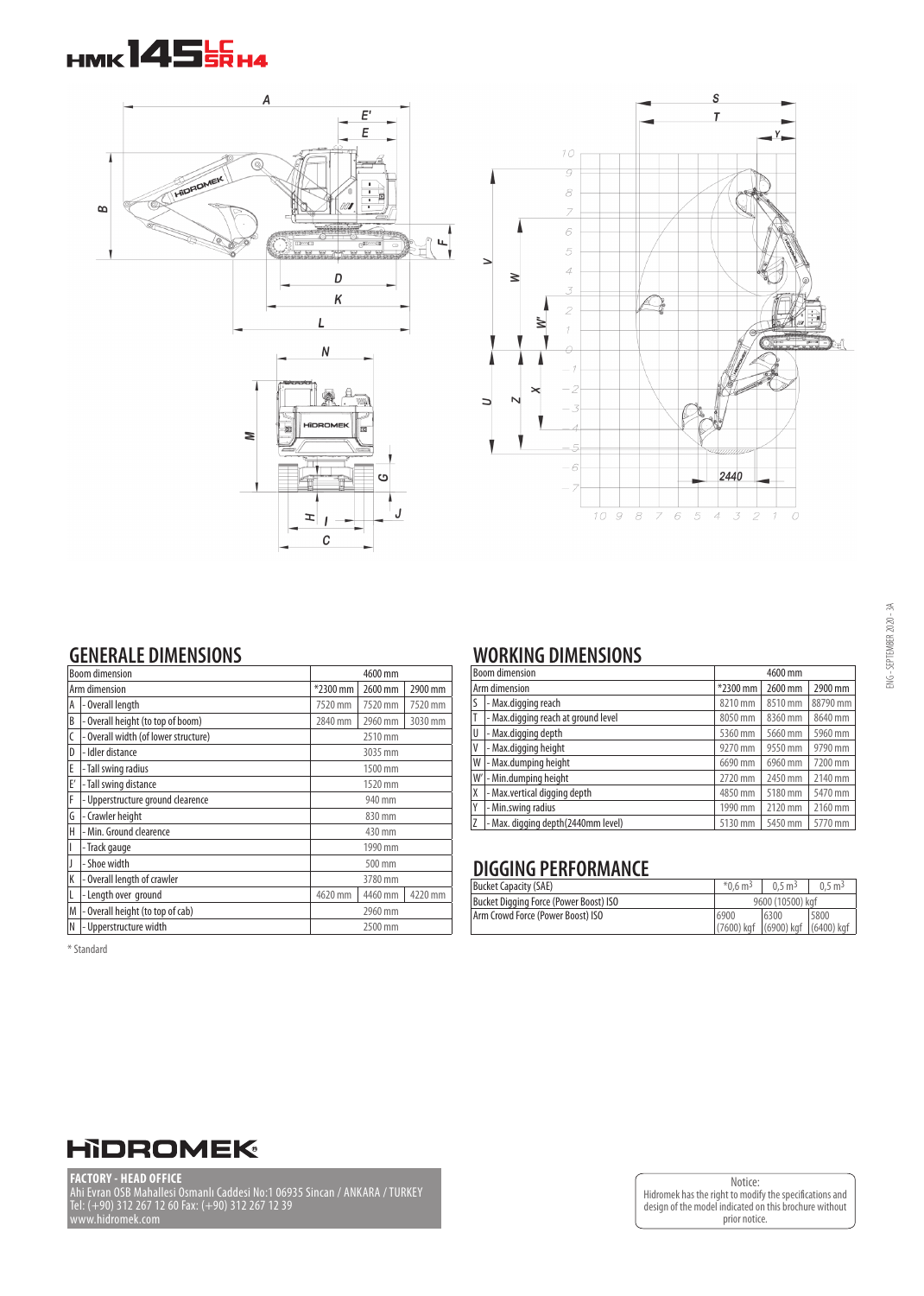HMK 145 LC SR H4

A
E'
E
B
F
D
K
L
N
M
G
H
I
J
C

S
T
Y
V
W
W'
U
Z
X
10
9
8
7
6
5
4
3
2
1
0
-1
-2
-3
-4
-5
-6
-7
2440
10 9 8 7 6 5 4 3 2 1 0

## GENERALE DIMENSIONS

| Boom dimension | | 4600 mm | | |
|---|---|---|---|---|
| Arm dimension | | *2300 mm | 2600 mm | 2900 mm |
| A | - Overall length | 7520 mm | 7520 mm | 7520 mm |
| B | - Overall height (to top of boom) | 2840 mm | 2960 mm | 3030 mm |
| C | - Overall width (of lower structure) | 2510 mm | | |
| D | - Idler distance | 3035 mm | | |
| E | - Tall swing radius | 1500 mm | | |
| E' | - Tall swing distance | 1520 mm | | |
| F | - Upperstructure ground clearence | 940 mm | | |
| G | - Crawler height | 830 mm | | |
| H | - Min. Ground clearence | 430 mm | | |
| I | - Track gauge | 1990 mm | | |
| J | - Shoe width | 500 mm | | |
| K | - Overall length of crawler | 3780 mm | | |
| L | - Length over ground | 4620 mm | 4460 mm | 4220 mm |
| M | - Overall height (to top of cab) | 2960 mm | | |
| N | - Upperstructure width | 2500 mm | | |

\* Standard

## WORKING DIMENSIONS

| Boom dimension | | 4600 mm | | |
|---|---|---|---|---|
| Arm dimension | | *2300 mm | 2600 mm | 2900 mm |
| S | - Max.digging reach | 8210 mm | 8510 mm | 88790 mm |
| T | - Max.digging reach at ground level | 8050 mm | 8360 mm | 8640 mm |
| U | - Max.digging depth | 5360 mm | 5660 mm | 5960 mm |
| V | - Max.digging height | 9270 mm | 9550 mm | 9790 mm |
| W | - Max.dumping height | 6690 mm | 6960 mm | 7200 mm |
| W' | - Min.dumping height | 2720 mm | 2450 mm | 2140 mm |
| X | - Max.vertical digging depth | 4850 mm | 5180 mm | 5470 mm |
| Y | - Min.swing radius | 1990 mm | 2120 mm | 2160 mm |
| Z | - Max. digging depth(2440mm level) | 5130 mm | 5450 mm | 5770 mm |

## DIGGING PERFORMANCE

| Bucket Capacity (SAE) | *0,6 m$^3$ | 0,5 m$^3$ | 0,5 m$^3$ |
|---|---|---|---|
| Bucket Digging Force (Power Boost) ISO | 9600 (10500) kgf | | |
| Arm Crowd Force (Power Boost) ISO | 6900 (7600) kgf | 6300 (6900) kgf | 5800 (6400) kgf |

HİDROMEK

**FACTORY - HEAD OFFICE**
Ahi Evran OSB Mahallesi Osmanlı Caddesi No:1 06935 Sincan / ANKARA / TURKEY
Tel: (+90) 312 267 12 60 Fax: (+90) 312 267 12 39
www.hidromek.com

Notice:
Hidromek has the right to modify the specifications and design of the model indicated on this brochure without prior notice.

ENG - SEPTEMBER 2020 - 3A